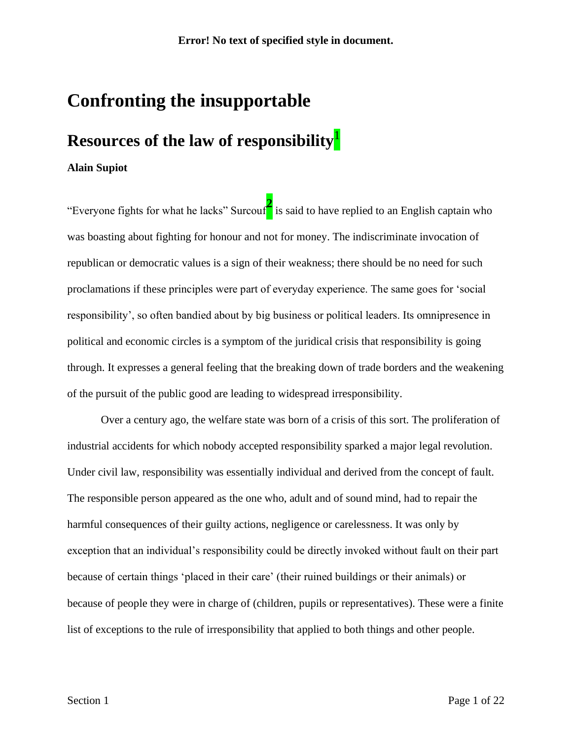# Confronting the insupportable

## Resources of the law of responsibility[1]

**Alain Supiot**

"Everyone fights for what he lacks" Surcouf[2] is said to have replied to an English captain who was boasting about fighting for honour and not for money. The indiscriminate invocation of republican or democratic values is a sign of their weakness; there should be no need for such proclamations if these principles were part of everyday experience. The same goes for 'social responsibility', so often bandied about by big business or political leaders. Its omnipresence in political and economic circles is a symptom of the juridical crisis that responsibility is going through. It expresses a general feeling that the breaking down of trade borders and the weakening of the pursuit of the public good are leading to widespread irresponsibility.

Over a century ago, the welfare state was born of a crisis of this sort. The proliferation of industrial accidents for which nobody accepted responsibility sparked a major legal revolution. Under civil law, responsibility was essentially individual and derived from the concept of fault. The responsible person appeared as the one who, adult and of sound mind, had to repair the harmful consequences of their guilty actions, negligence or carelessness. It was only by exception that an individual's responsibility could be directly invoked without fault on their part because of certain things 'placed in their care' (their ruined buildings or their animals) or because of people they were in charge of (children, pupils or representatives). These were a finite list of exceptions to the rule of irresponsibility that applied to both things and other people.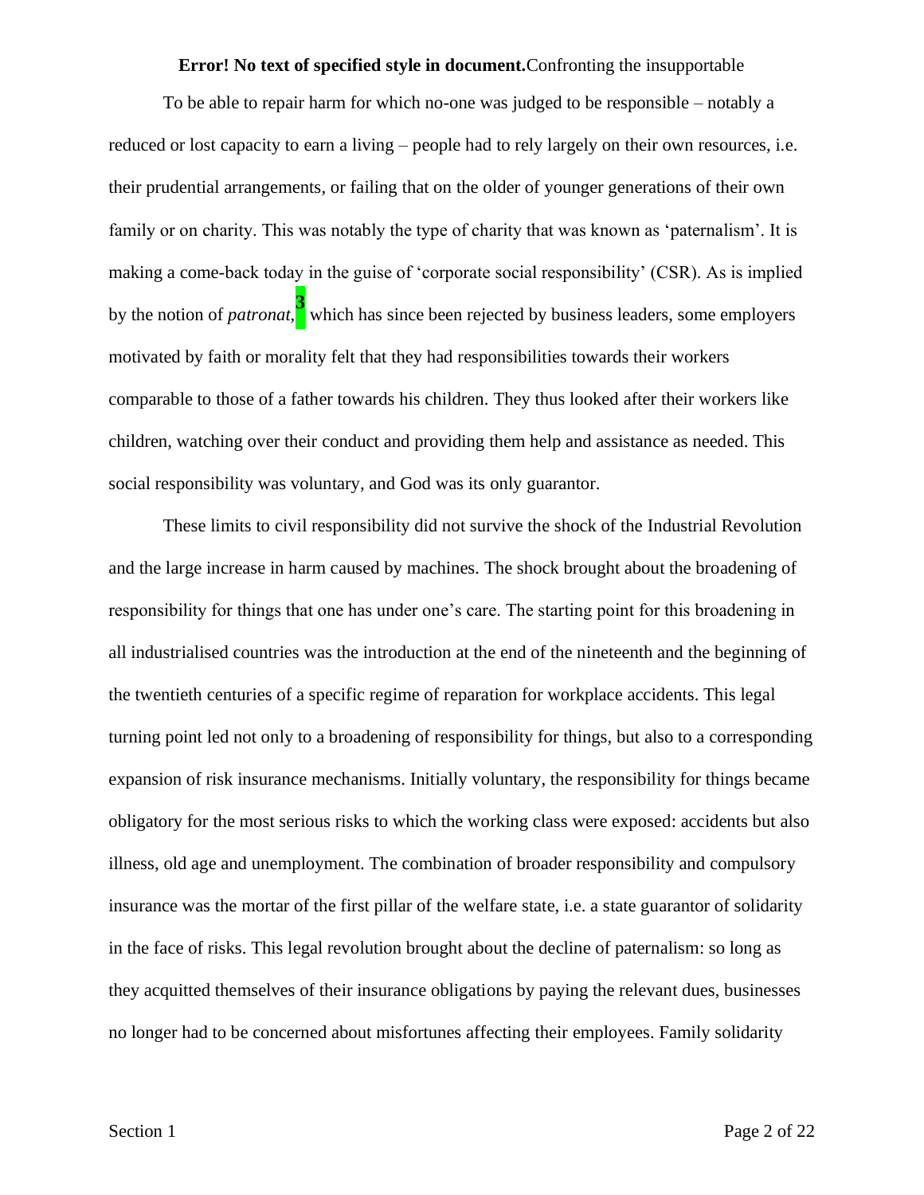To be able to repair harm for which no-one was judged to be responsible – notably a reduced or lost capacity to earn a living – people had to rely largely on their own resources, i.e. their prudential arrangements, or failing that on the older of younger generations of their own family or on charity. This was notably the type of charity that was known as 'paternalism'. It is making a come-back today in the guise of 'corporate social responsibility' (CSR). As is implied by the notion of *patronat*,[3] which has since been rejected by business leaders, some employers motivated by faith or morality felt that they had responsibilities towards their workers comparable to those of a father towards his children. They thus looked after their workers like children, watching over their conduct and providing them help and assistance as needed. This social responsibility was voluntary, and God was its only guarantor.

These limits to civil responsibility did not survive the shock of the Industrial Revolution and the large increase in harm caused by machines. The shock brought about the broadening of responsibility for things that one has under one's care. The starting point for this broadening in all industrialised countries was the introduction at the end of the nineteenth and the beginning of the twentieth centuries of a specific regime of reparation for workplace accidents. This legal turning point led not only to a broadening of responsibility for things, but also to a corresponding expansion of risk insurance mechanisms. Initially voluntary, the responsibility for things became obligatory for the most serious risks to which the working class were exposed: accidents but also illness, old age and unemployment. The combination of broader responsibility and compulsory insurance was the mortar of the first pillar of the welfare state, i.e. a state guarantor of solidarity in the face of risks. This legal revolution brought about the decline of paternalism: so long as they acquitted themselves of their insurance obligations by paying the relevant dues, businesses no longer had to be concerned about misfortunes affecting their employees. Family solidarity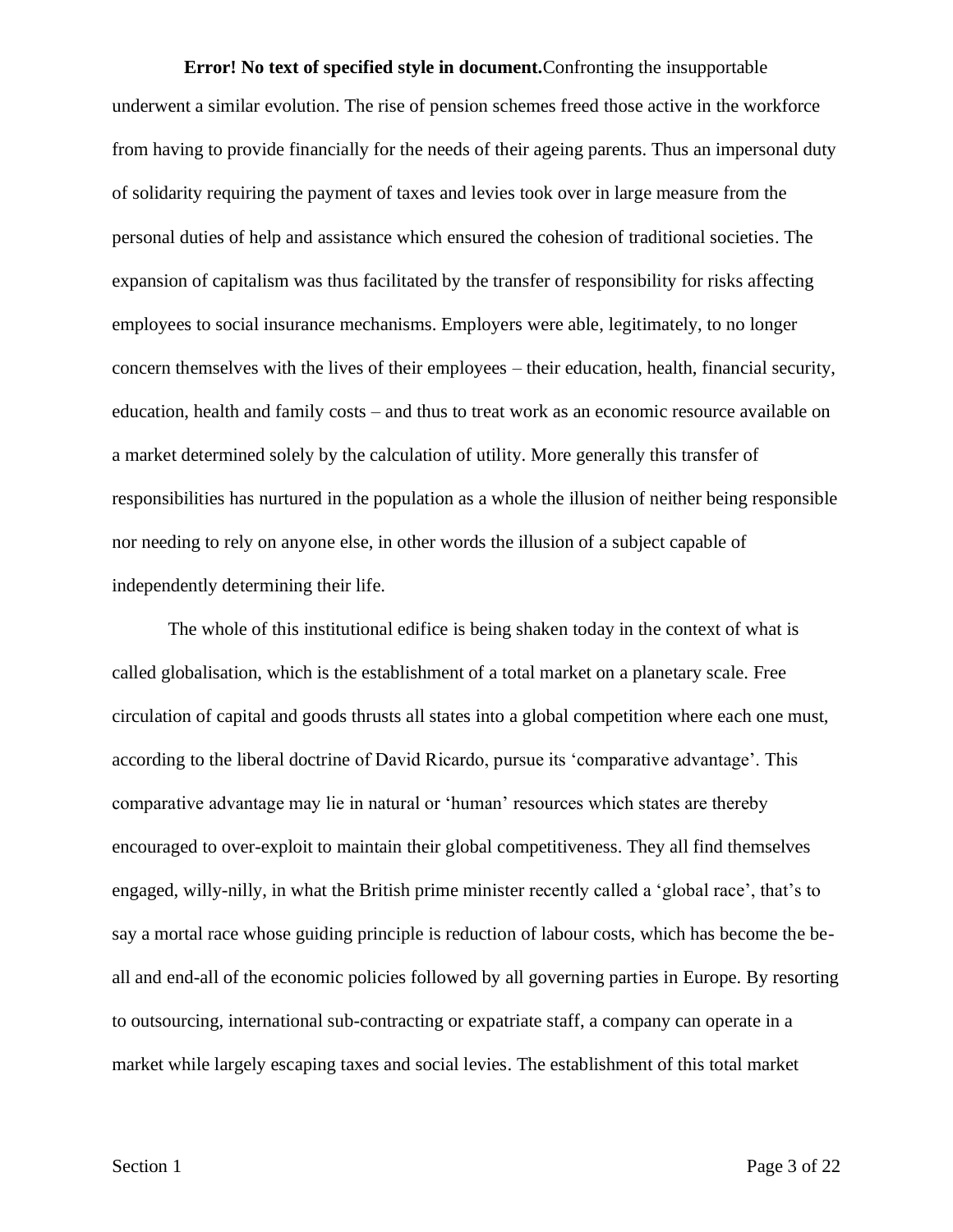underwent a similar evolution. The rise of pension schemes freed those active in the workforce from having to provide financially for the needs of their ageing parents. Thus an impersonal duty of solidarity requiring the payment of taxes and levies took over in large measure from the personal duties of help and assistance which ensured the cohesion of traditional societies. The expansion of capitalism was thus facilitated by the transfer of responsibility for risks affecting employees to social insurance mechanisms. Employers were able, legitimately, to no longer concern themselves with the lives of their employees – their education, health, financial security, education, health and family costs – and thus to treat work as an economic resource available on a market determined solely by the calculation of utility. More generally this transfer of responsibilities has nurtured in the population as a whole the illusion of neither being responsible nor needing to rely on anyone else, in other words the illusion of a subject capable of independently determining their life.

The whole of this institutional edifice is being shaken today in the context of what is called globalisation, which is the establishment of a total market on a planetary scale. Free circulation of capital and goods thrusts all states into a global competition where each one must, according to the liberal doctrine of David Ricardo, pursue its 'comparative advantage'. This comparative advantage may lie in natural or 'human' resources which states are thereby encouraged to over-exploit to maintain their global competitiveness. They all find themselves engaged, willy-nilly, in what the British prime minister recently called a 'global race', that's to say a mortal race whose guiding principle is reduction of labour costs, which has become the be-all and end-all of the economic policies followed by all governing parties in Europe. By resorting to outsourcing, international sub-contracting or expatriate staff, a company can operate in a market while largely escaping taxes and social levies. The establishment of this total market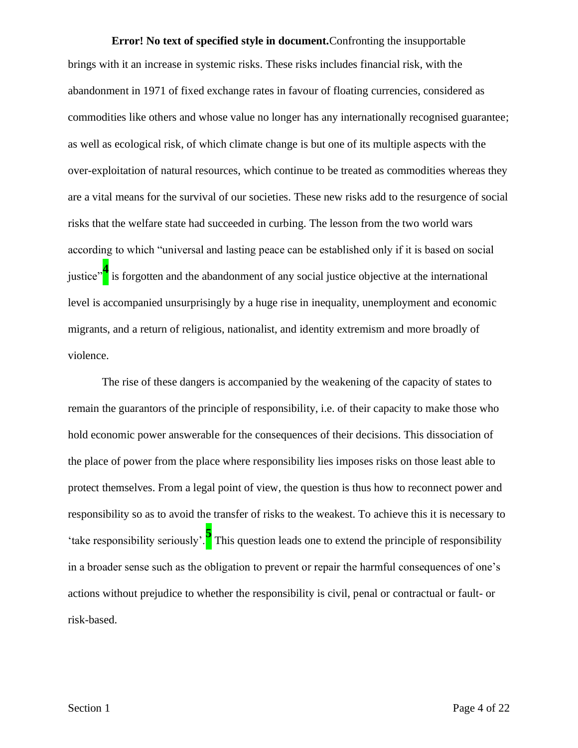**Error! No text of specified style in document.**Confronting the insupportable brings with it an increase in systemic risks. These risks includes financial risk, with the abandonment in 1971 of fixed exchange rates in favour of floating currencies, considered as commodities like others and whose value no longer has any internationally recognised guarantee; as well as ecological risk, of which climate change is but one of its multiple aspects with the over-exploitation of natural resources, which continue to be treated as commodities whereas they are a vital means for the survival of our societies. These new risks add to the resurgence of social risks that the welfare state had succeeded in curbing. The lesson from the two world wars according to which "universal and lasting peace can be established only if it is based on social justice"[4] is forgotten and the abandonment of any social justice objective at the international level is accompanied unsurprisingly by a huge rise in inequality, unemployment and economic migrants, and a return of religious, nationalist, and identity extremism and more broadly of violence.

The rise of these dangers is accompanied by the weakening of the capacity of states to remain the guarantors of the principle of responsibility, i.e. of their capacity to make those who hold economic power answerable for the consequences of their decisions. This dissociation of the place of power from the place where responsibility lies imposes risks on those least able to protect themselves. From a legal point of view, the question is thus how to reconnect power and responsibility so as to avoid the transfer of risks to the weakest. To achieve this it is necessary to 'take responsibility seriously'.[5] This question leads one to extend the principle of responsibility in a broader sense such as the obligation to prevent or repair the harmful consequences of one's actions without prejudice to whether the responsibility is civil, penal or contractual or fault- or risk-based.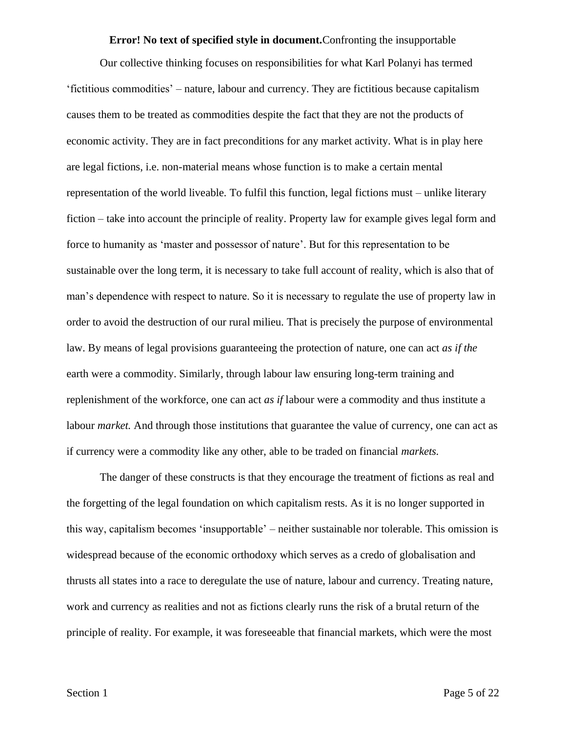Our collective thinking focuses on responsibilities for what Karl Polanyi has termed 'fictitious commodities' – nature, labour and currency. They are fictitious because capitalism causes them to be treated as commodities despite the fact that they are not the products of economic activity. They are in fact preconditions for any market activity. What is in play here are legal fictions, i.e. non-material means whose function is to make a certain mental representation of the world liveable. To fulfil this function, legal fictions must – unlike literary fiction – take into account the principle of reality. Property law for example gives legal form and force to humanity as 'master and possessor of nature'. But for this representation to be sustainable over the long term, it is necessary to take full account of reality, which is also that of man's dependence with respect to nature. So it is necessary to regulate the use of property law in order to avoid the destruction of our rural milieu. That is precisely the purpose of environmental law. By means of legal provisions guaranteeing the protection of nature, one can act *as if the* earth were a commodity. Similarly, through labour law ensuring long-term training and replenishment of the workforce, one can act *as if* labour were a commodity and thus institute a labour *market.* And through those institutions that guarantee the value of currency, one can act as if currency were a commodity like any other, able to be traded on financial *markets.*

The danger of these constructs is that they encourage the treatment of fictions as real and the forgetting of the legal foundation on which capitalism rests. As it is no longer supported in this way, capitalism becomes 'insupportable' – neither sustainable nor tolerable. This omission is widespread because of the economic orthodoxy which serves as a credo of globalisation and thrusts all states into a race to deregulate the use of nature, labour and currency. Treating nature, work and currency as realities and not as fictions clearly runs the risk of a brutal return of the principle of reality. For example, it was foreseeable that financial markets, which were the most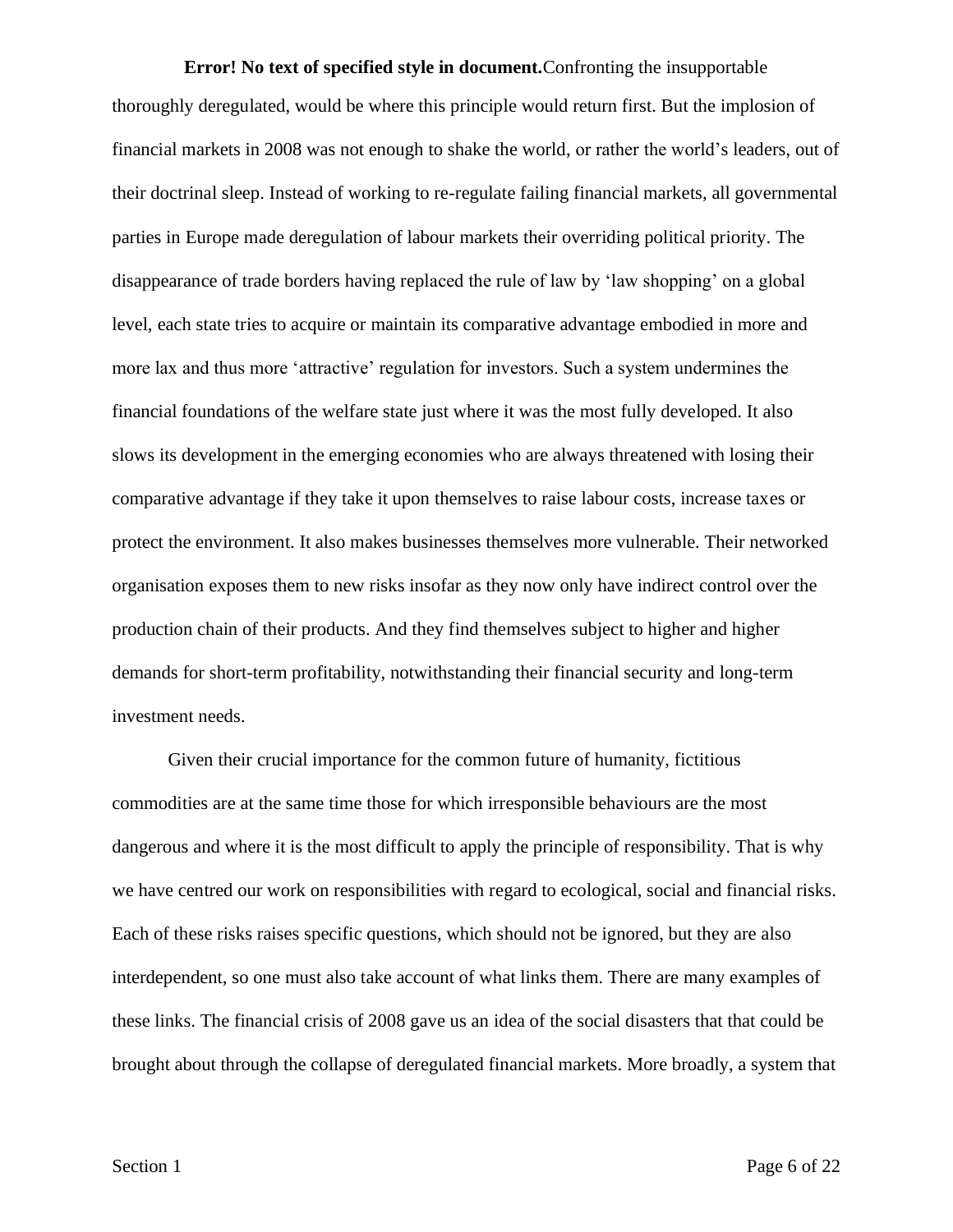thoroughly deregulated, would be where this principle would return first. But the implosion of financial markets in 2008 was not enough to shake the world, or rather the world's leaders, out of their doctrinal sleep. Instead of working to re-regulate failing financial markets, all governmental parties in Europe made deregulation of labour markets their overriding political priority. The disappearance of trade borders having replaced the rule of law by 'law shopping' on a global level, each state tries to acquire or maintain its comparative advantage embodied in more and more lax and thus more 'attractive' regulation for investors. Such a system undermines the financial foundations of the welfare state just where it was the most fully developed. It also slows its development in the emerging economies who are always threatened with losing their comparative advantage if they take it upon themselves to raise labour costs, increase taxes or protect the environment. It also makes businesses themselves more vulnerable. Their networked organisation exposes them to new risks insofar as they now only have indirect control over the production chain of their products. And they find themselves subject to higher and higher demands for short-term profitability, notwithstanding their financial security and long-term investment needs.

Given their crucial importance for the common future of humanity, fictitious commodities are at the same time those for which irresponsible behaviours are the most dangerous and where it is the most difficult to apply the principle of responsibility. That is why we have centred our work on responsibilities with regard to ecological, social and financial risks. Each of these risks raises specific questions, which should not be ignored, but they are also interdependent, so one must also take account of what links them. There are many examples of these links. The financial crisis of 2008 gave us an idea of the social disasters that that could be brought about through the collapse of deregulated financial markets. More broadly, a system that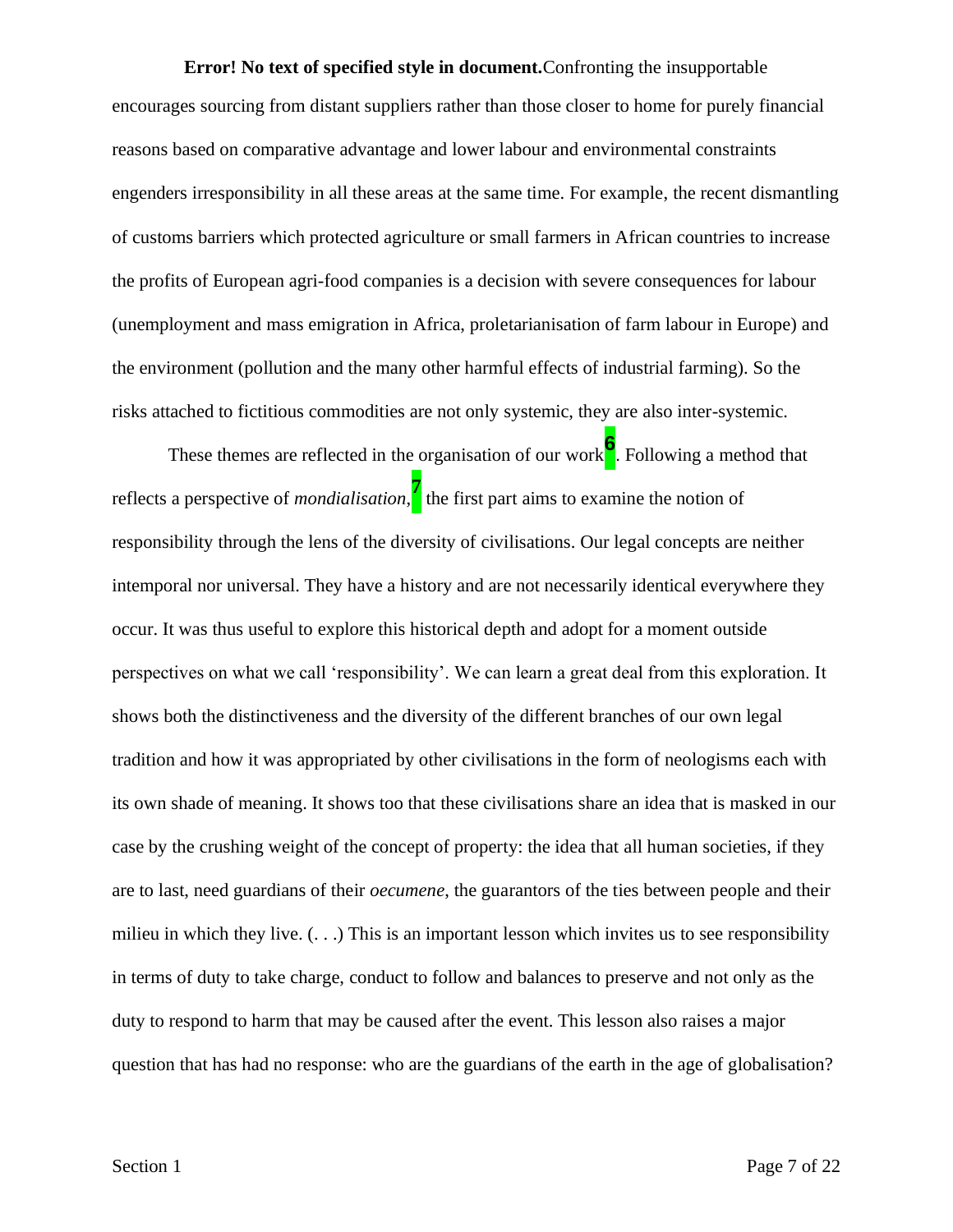encourages sourcing from distant suppliers rather than those closer to home for purely financial reasons based on comparative advantage and lower labour and environmental constraints engenders irresponsibility in all these areas at the same time. For example, the recent dismantling of customs barriers which protected agriculture or small farmers in African countries to increase the profits of European agri-food companies is a decision with severe consequences for labour (unemployment and mass emigration in Africa, proletarianisation of farm labour in Europe) and the environment (pollution and the many other harmful effects of industrial farming). So the risks attached to fictitious commodities are not only systemic, they are also inter-systemic.

These themes are reflected in the organisation of our work[6]. Following a method that reflects a perspective of *mondialisation*,[7] the first part aims to examine the notion of responsibility through the lens of the diversity of civilisations. Our legal concepts are neither intemporal nor universal. They have a history and are not necessarily identical everywhere they occur. It was thus useful to explore this historical depth and adopt for a moment outside perspectives on what we call 'responsibility'. We can learn a great deal from this exploration. It shows both the distinctiveness and the diversity of the different branches of our own legal tradition and how it was appropriated by other civilisations in the form of neologisms each with its own shade of meaning. It shows too that these civilisations share an idea that is masked in our case by the crushing weight of the concept of property: the idea that all human societies, if they are to last, need guardians of their *oecumene*, the guarantors of the ties between people and their milieu in which they live. (. . .) This is an important lesson which invites us to see responsibility in terms of duty to take charge, conduct to follow and balances to preserve and not only as the duty to respond to harm that may be caused after the event. This lesson also raises a major question that has had no response: who are the guardians of the earth in the age of globalisation?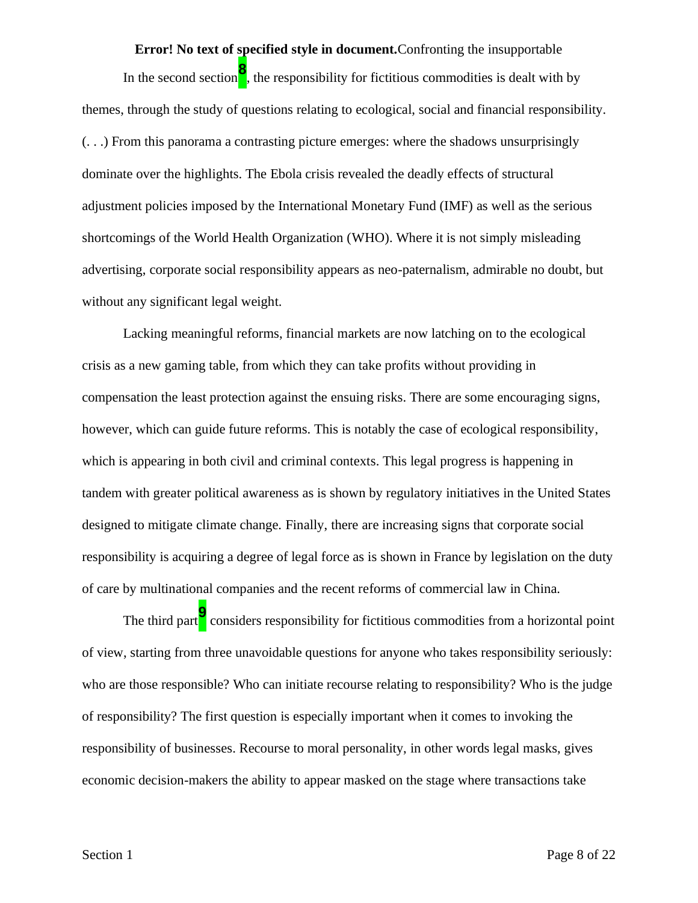In the second section[8], the responsibility for fictitious commodities is dealt with by themes, through the study of questions relating to ecological, social and financial responsibility. (. . .) From this panorama a contrasting picture emerges: where the shadows unsurprisingly dominate over the highlights. The Ebola crisis revealed the deadly effects of structural adjustment policies imposed by the International Monetary Fund (IMF) as well as the serious shortcomings of the World Health Organization (WHO). Where it is not simply misleading advertising, corporate social responsibility appears as neo-paternalism, admirable no doubt, but without any significant legal weight.

Lacking meaningful reforms, financial markets are now latching on to the ecological crisis as a new gaming table, from which they can take profits without providing in compensation the least protection against the ensuing risks. There are some encouraging signs, however, which can guide future reforms. This is notably the case of ecological responsibility, which is appearing in both civil and criminal contexts. This legal progress is happening in tandem with greater political awareness as is shown by regulatory initiatives in the United States designed to mitigate climate change. Finally, there are increasing signs that corporate social responsibility is acquiring a degree of legal force as is shown in France by legislation on the duty of care by multinational companies and the recent reforms of commercial law in China.

The third part[9] considers responsibility for fictitious commodities from a horizontal point of view, starting from three unavoidable questions for anyone who takes responsibility seriously: who are those responsible? Who can initiate recourse relating to responsibility? Who is the judge of responsibility? The first question is especially important when it comes to invoking the responsibility of businesses. Recourse to moral personality, in other words legal masks, gives economic decision-makers the ability to appear masked on the stage where transactions take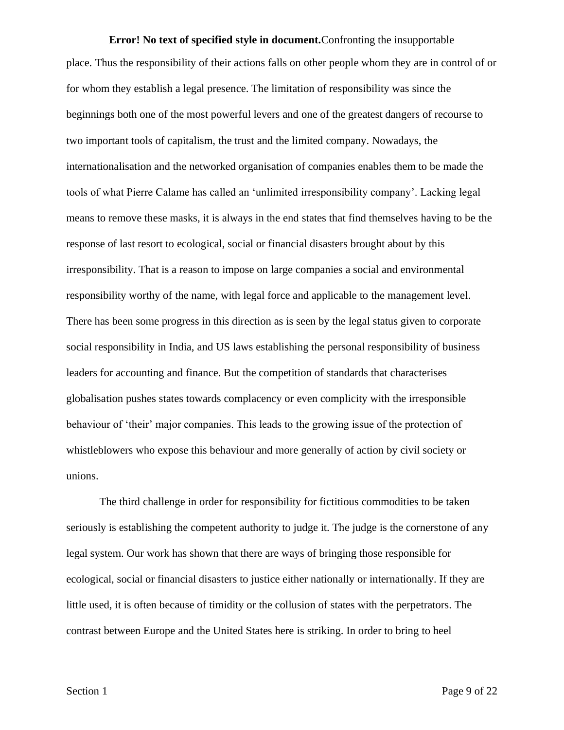place. Thus the responsibility of their actions falls on other people whom they are in control of or for whom they establish a legal presence. The limitation of responsibility was since the beginnings both one of the most powerful levers and one of the greatest dangers of recourse to two important tools of capitalism, the trust and the limited company. Nowadays, the internationalisation and the networked organisation of companies enables them to be made the tools of what Pierre Calame has called an 'unlimited irresponsibility company'. Lacking legal means to remove these masks, it is always in the end states that find themselves having to be the response of last resort to ecological, social or financial disasters brought about by this irresponsibility. That is a reason to impose on large companies a social and environmental responsibility worthy of the name, with legal force and applicable to the management level. There has been some progress in this direction as is seen by the legal status given to corporate social responsibility in India, and US laws establishing the personal responsibility of business leaders for accounting and finance. But the competition of standards that characterises globalisation pushes states towards complacency or even complicity with the irresponsible behaviour of 'their' major companies. This leads to the growing issue of the protection of whistleblowers who expose this behaviour and more generally of action by civil society or unions.

The third challenge in order for responsibility for fictitious commodities to be taken seriously is establishing the competent authority to judge it. The judge is the cornerstone of any legal system. Our work has shown that there are ways of bringing those responsible for ecological, social or financial disasters to justice either nationally or internationally. If they are little used, it is often because of timidity or the collusion of states with the perpetrators. The contrast between Europe and the United States here is striking. In order to bring to heel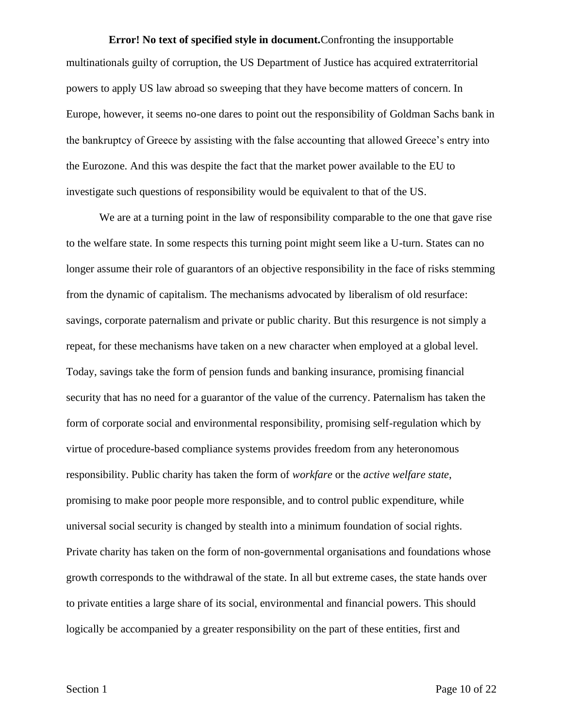**Error! No text of specified style in document.**Confronting the insupportable multinationals guilty of corruption, the US Department of Justice has acquired extraterritorial powers to apply US law abroad so sweeping that they have become matters of concern. In Europe, however, it seems no-one dares to point out the responsibility of Goldman Sachs bank in the bankruptcy of Greece by assisting with the false accounting that allowed Greece's entry into the Eurozone. And this was despite the fact that the market power available to the EU to investigate such questions of responsibility would be equivalent to that of the US.

We are at a turning point in the law of responsibility comparable to the one that gave rise to the welfare state. In some respects this turning point might seem like a U-turn. States can no longer assume their role of guarantors of an objective responsibility in the face of risks stemming from the dynamic of capitalism. The mechanisms advocated by liberalism of old resurface: savings, corporate paternalism and private or public charity. But this resurgence is not simply a repeat, for these mechanisms have taken on a new character when employed at a global level. Today, savings take the form of pension funds and banking insurance, promising financial security that has no need for a guarantor of the value of the currency. Paternalism has taken the form of corporate social and environmental responsibility, promising self-regulation which by virtue of procedure-based compliance systems provides freedom from any heteronomous responsibility. Public charity has taken the form of *workfare* or the *active welfare state*, promising to make poor people more responsible, and to control public expenditure, while universal social security is changed by stealth into a minimum foundation of social rights. Private charity has taken on the form of non-governmental organisations and foundations whose growth corresponds to the withdrawal of the state. In all but extreme cases, the state hands over to private entities a large share of its social, environmental and financial powers. This should logically be accompanied by a greater responsibility on the part of these entities, first and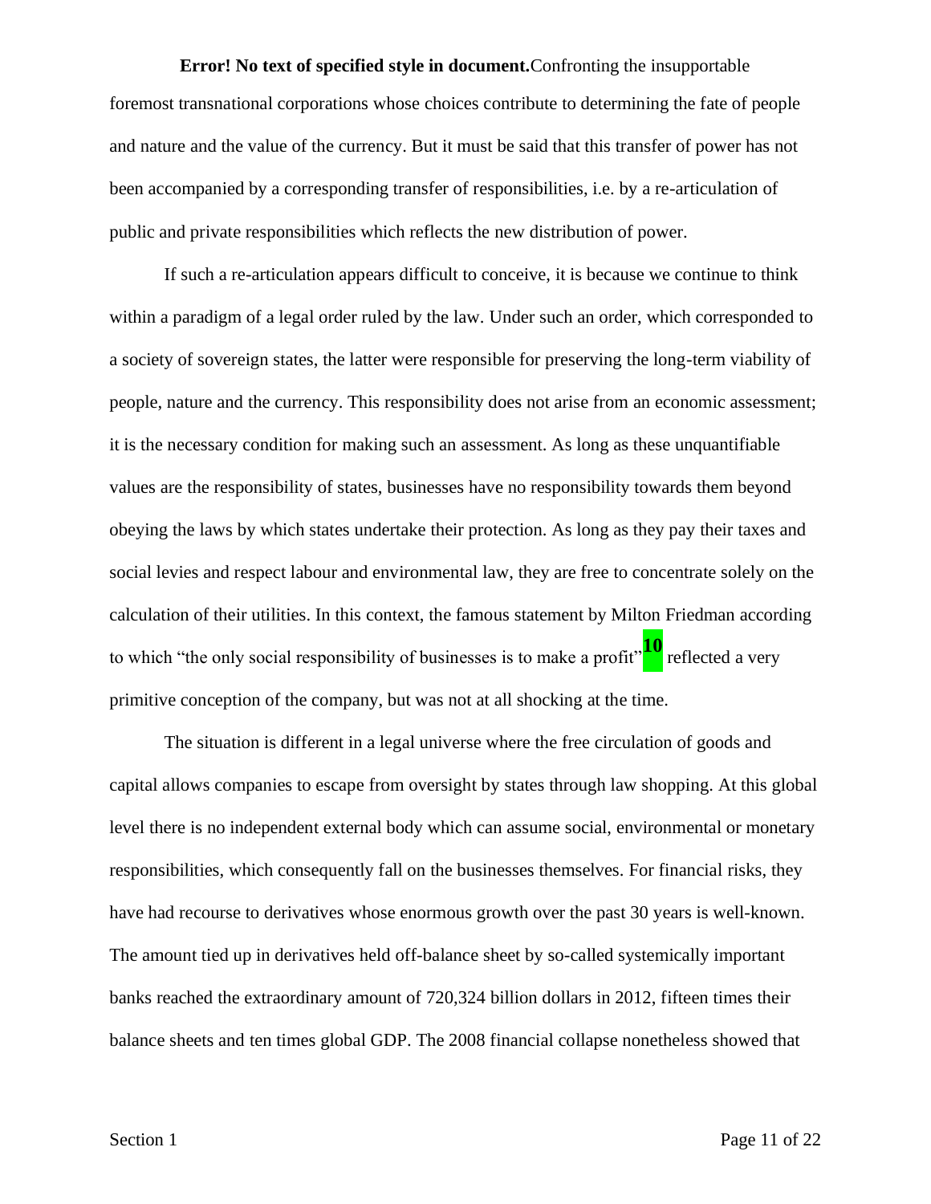foremost transnational corporations whose choices contribute to determining the fate of people and nature and the value of the currency. But it must be said that this transfer of power has not been accompanied by a corresponding transfer of responsibilities, i.e. by a re-articulation of public and private responsibilities which reflects the new distribution of power.

If such a re-articulation appears difficult to conceive, it is because we continue to think within a paradigm of a legal order ruled by the law. Under such an order, which corresponded to a society of sovereign states, the latter were responsible for preserving the long-term viability of people, nature and the currency. This responsibility does not arise from an economic assessment; it is the necessary condition for making such an assessment. As long as these unquantifiable values are the responsibility of states, businesses have no responsibility towards them beyond obeying the laws by which states undertake their protection. As long as they pay their taxes and social levies and respect labour and environmental law, they are free to concentrate solely on the calculation of their utilities. In this context, the famous statement by Milton Friedman according to which "the only social responsibility of businesses is to make a profit"[10] reflected a very primitive conception of the company, but was not at all shocking at the time.

The situation is different in a legal universe where the free circulation of goods and capital allows companies to escape from oversight by states through law shopping. At this global level there is no independent external body which can assume social, environmental or monetary responsibilities, which consequently fall on the businesses themselves. For financial risks, they have had recourse to derivatives whose enormous growth over the past 30 years is well-known. The amount tied up in derivatives held off-balance sheet by so-called systemically important banks reached the extraordinary amount of 720,324 billion dollars in 2012, fifteen times their balance sheets and ten times global GDP. The 2008 financial collapse nonetheless showed that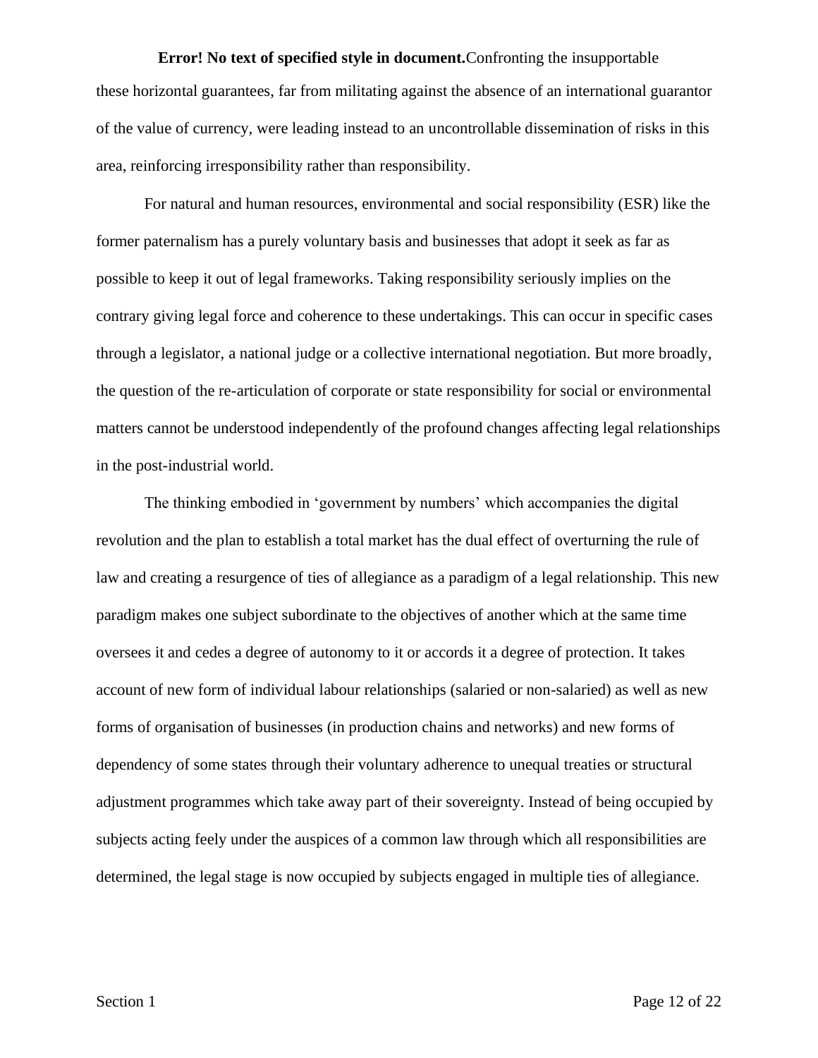these horizontal guarantees, far from militating against the absence of an international guarantor of the value of currency, were leading instead to an uncontrollable dissemination of risks in this area, reinforcing irresponsibility rather than responsibility.

For natural and human resources, environmental and social responsibility (ESR) like the former paternalism has a purely voluntary basis and businesses that adopt it seek as far as possible to keep it out of legal frameworks. Taking responsibility seriously implies on the contrary giving legal force and coherence to these undertakings. This can occur in specific cases through a legislator, a national judge or a collective international negotiation. But more broadly, the question of the re-articulation of corporate or state responsibility for social or environmental matters cannot be understood independently of the profound changes affecting legal relationships in the post-industrial world.

The thinking embodied in 'government by numbers' which accompanies the digital revolution and the plan to establish a total market has the dual effect of overturning the rule of law and creating a resurgence of ties of allegiance as a paradigm of a legal relationship. This new paradigm makes one subject subordinate to the objectives of another which at the same time oversees it and cedes a degree of autonomy to it or accords it a degree of protection. It takes account of new form of individual labour relationships (salaried or non-salaried) as well as new forms of organisation of businesses (in production chains and networks) and new forms of dependency of some states through their voluntary adherence to unequal treaties or structural adjustment programmes which take away part of their sovereignty. Instead of being occupied by subjects acting feely under the auspices of a common law through which all responsibilities are determined, the legal stage is now occupied by subjects engaged in multiple ties of allegiance.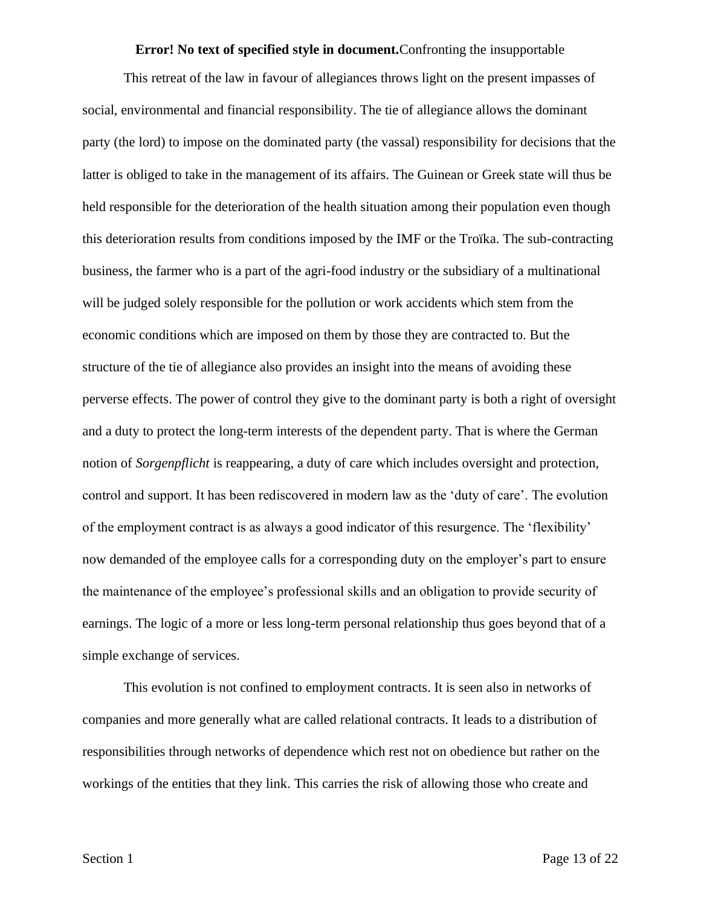This retreat of the law in favour of allegiances throws light on the present impasses of social, environmental and financial responsibility. The tie of allegiance allows the dominant party (the lord) to impose on the dominated party (the vassal) responsibility for decisions that the latter is obliged to take in the management of its affairs. The Guinean or Greek state will thus be held responsible for the deterioration of the health situation among their population even though this deterioration results from conditions imposed by the IMF or the Troïka. The sub-contracting business, the farmer who is a part of the agri-food industry or the subsidiary of a multinational will be judged solely responsible for the pollution or work accidents which stem from the economic conditions which are imposed on them by those they are contracted to. But the structure of the tie of allegiance also provides an insight into the means of avoiding these perverse effects. The power of control they give to the dominant party is both a right of oversight and a duty to protect the long-term interests of the dependent party. That is where the German notion of *Sorgenpflicht* is reappearing, a duty of care which includes oversight and protection, control and support. It has been rediscovered in modern law as the 'duty of care'. The evolution of the employment contract is as always a good indicator of this resurgence. The 'flexibility' now demanded of the employee calls for a corresponding duty on the employer's part to ensure the maintenance of the employee's professional skills and an obligation to provide security of earnings. The logic of a more or less long-term personal relationship thus goes beyond that of a simple exchange of services.

This evolution is not confined to employment contracts. It is seen also in networks of companies and more generally what are called relational contracts. It leads to a distribution of responsibilities through networks of dependence which rest not on obedience but rather on the workings of the entities that they link. This carries the risk of allowing those who create and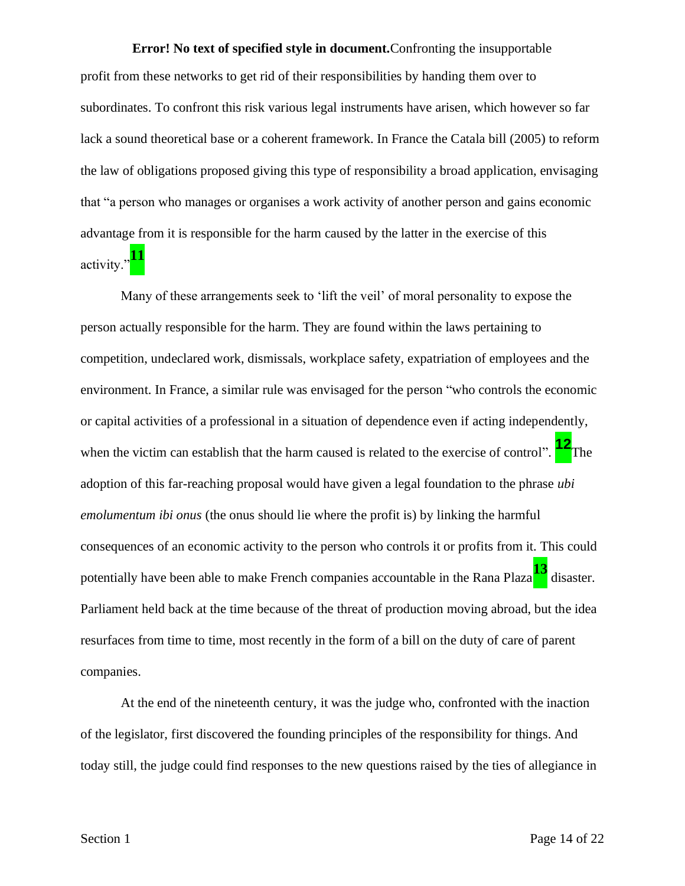profit from these networks to get rid of their responsibilities by handing them over to subordinates. To confront this risk various legal instruments have arisen, which however so far lack a sound theoretical base or a coherent framework. In France the Catala bill (2005) to reform the law of obligations proposed giving this type of responsibility a broad application, envisaging that "a person who manages or organises a work activity of another person and gains economic advantage from it is responsible for the harm caused by the latter in the exercise of this activity."[11]

Many of these arrangements seek to 'lift the veil' of moral personality to expose the person actually responsible for the harm. They are found within the laws pertaining to competition, undeclared work, dismissals, workplace safety, expatriation of employees and the environment. In France, a similar rule was envisaged for the person "who controls the economic or capital activities of a professional in a situation of dependence even if acting independently, when the victim can establish that the harm caused is related to the exercise of control". [12]The adoption of this far-reaching proposal would have given a legal foundation to the phrase *ubi emolumentum ibi onus* (the onus should lie where the profit is) by linking the harmful consequences of an economic activity to the person who controls it or profits from it. This could potentially have been able to make French companies accountable in the Rana Plaza[13] disaster. Parliament held back at the time because of the threat of production moving abroad, but the idea resurfaces from time to time, most recently in the form of a bill on the duty of care of parent companies.

At the end of the nineteenth century, it was the judge who, confronted with the inaction of the legislator, first discovered the founding principles of the responsibility for things. And today still, the judge could find responses to the new questions raised by the ties of allegiance in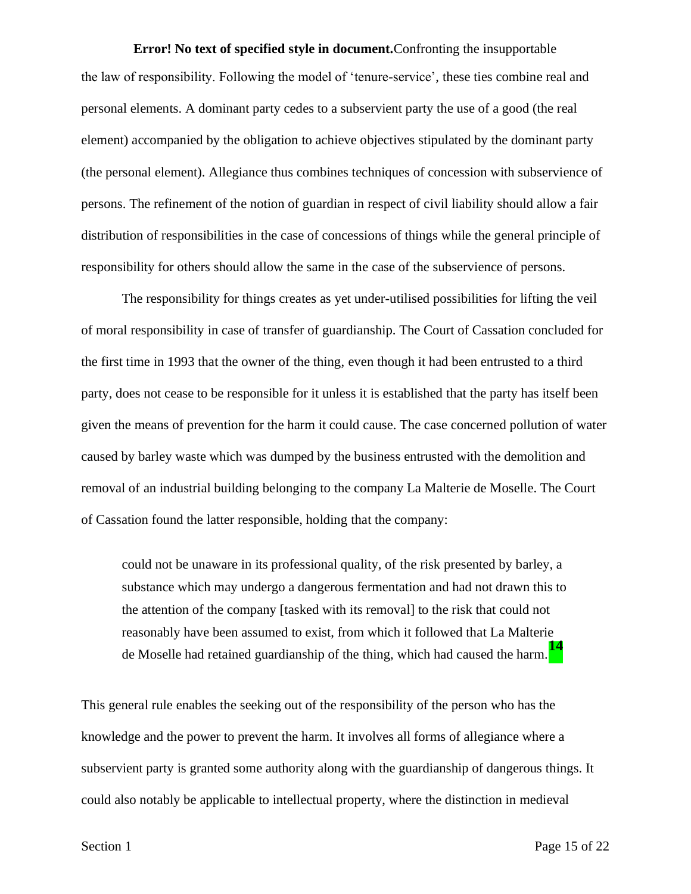the law of responsibility. Following the model of 'tenure-service', these ties combine real and personal elements. A dominant party cedes to a subservient party the use of a good (the real element) accompanied by the obligation to achieve objectives stipulated by the dominant party (the personal element). Allegiance thus combines techniques of concession with subservience of persons. The refinement of the notion of guardian in respect of civil liability should allow a fair distribution of responsibilities in the case of concessions of things while the general principle of responsibility for others should allow the same in the case of the subservience of persons.

The responsibility for things creates as yet under-utilised possibilities for lifting the veil of moral responsibility in case of transfer of guardianship. The Court of Cassation concluded for the first time in 1993 that the owner of the thing, even though it had been entrusted to a third party, does not cease to be responsible for it unless it is established that the party has itself been given the means of prevention for the harm it could cause. The case concerned pollution of water caused by barley waste which was dumped by the business entrusted with the demolition and removal of an industrial building belonging to the company La Malterie de Moselle. The Court of Cassation found the latter responsible, holding that the company:

> could not be unaware in its professional quality, of the risk presented by barley, a substance which may undergo a dangerous fermentation and had not drawn this to the attention of the company [tasked with its removal] to the risk that could not reasonably have been assumed to exist, from which it followed that La Malterie de Moselle had retained guardianship of the thing, which had caused the harm.[14]

This general rule enables the seeking out of the responsibility of the person who has the knowledge and the power to prevent the harm. It involves all forms of allegiance where a subservient party is granted some authority along with the guardianship of dangerous things. It could also notably be applicable to intellectual property, where the distinction in medieval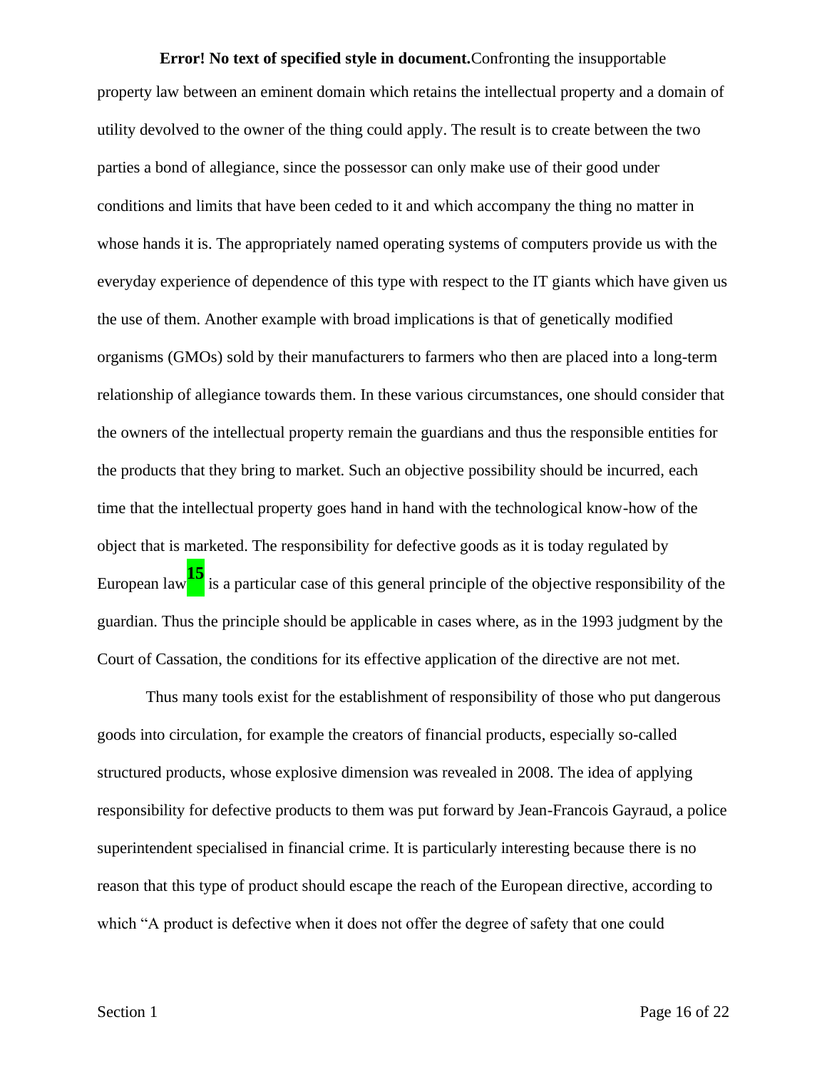property law between an eminent domain which retains the intellectual property and a domain of utility devolved to the owner of the thing could apply. The result is to create between the two parties a bond of allegiance, since the possessor can only make use of their good under conditions and limits that have been ceded to it and which accompany the thing no matter in whose hands it is. The appropriately named operating systems of computers provide us with the everyday experience of dependence of this type with respect to the IT giants which have given us the use of them. Another example with broad implications is that of genetically modified organisms (GMOs) sold by their manufacturers to farmers who then are placed into a long-term relationship of allegiance towards them. In these various circumstances, one should consider that the owners of the intellectual property remain the guardians and thus the responsible entities for the products that they bring to market. Such an objective possibility should be incurred, each time that the intellectual property goes hand in hand with the technological know-how of the object that is marketed. The responsibility for defective goods as it is today regulated by European law[15] is a particular case of this general principle of the objective responsibility of the guardian. Thus the principle should be applicable in cases where, as in the 1993 judgment by the Court of Cassation, the conditions for its effective application of the directive are not met.

Thus many tools exist for the establishment of responsibility of those who put dangerous goods into circulation, for example the creators of financial products, especially so-called structured products, whose explosive dimension was revealed in 2008. The idea of applying responsibility for defective products to them was put forward by Jean-Francois Gayraud, a police superintendent specialised in financial crime. It is particularly interesting because there is no reason that this type of product should escape the reach of the European directive, according to which "A product is defective when it does not offer the degree of safety that one could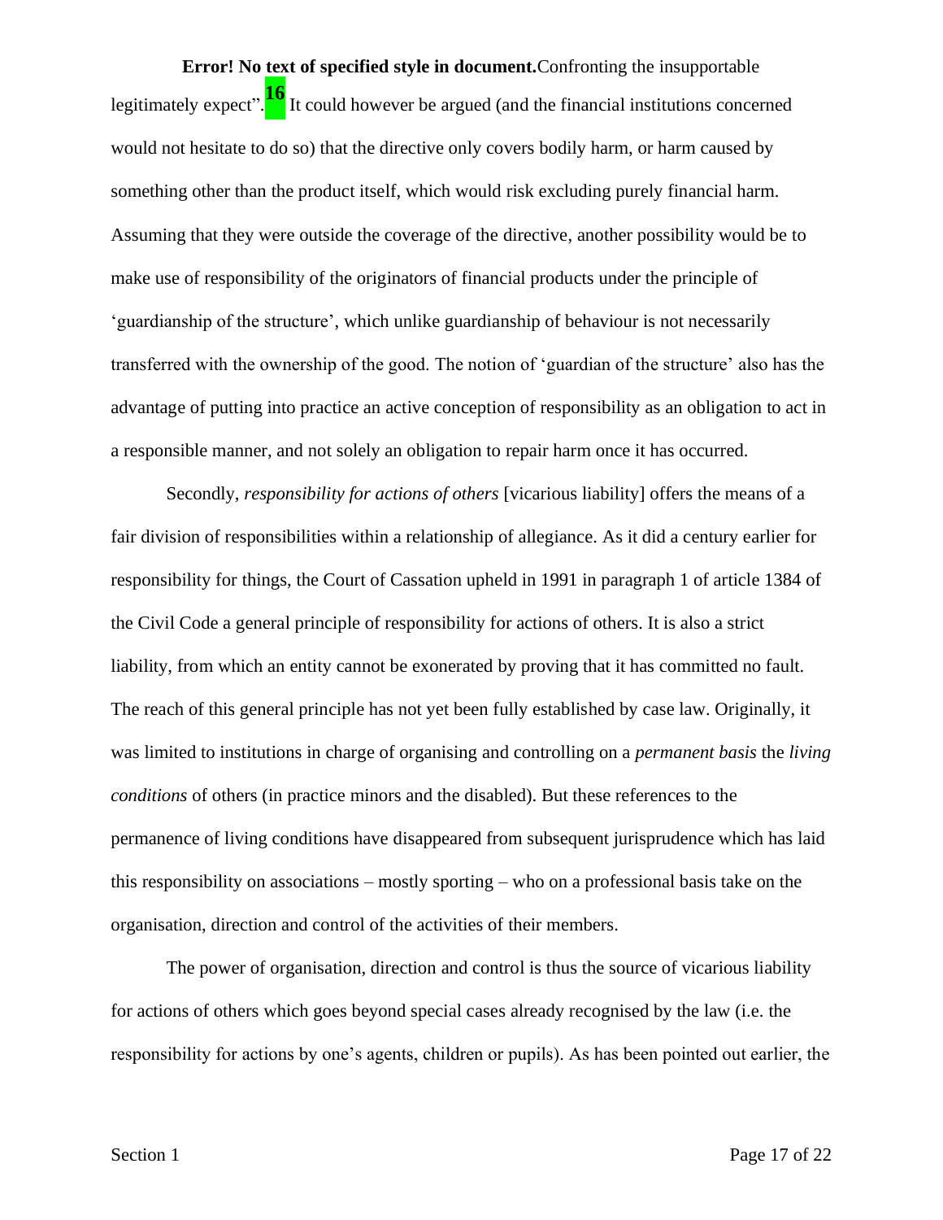legitimately expect".[16] It could however be argued (and the financial institutions concerned would not hesitate to do so) that the directive only covers bodily harm, or harm caused by something other than the product itself, which would risk excluding purely financial harm. Assuming that they were outside the coverage of the directive, another possibility would be to make use of responsibility of the originators of financial products under the principle of 'guardianship of the structure', which unlike guardianship of behaviour is not necessarily transferred with the ownership of the good. The notion of 'guardian of the structure' also has the advantage of putting into practice an active conception of responsibility as an obligation to act in a responsible manner, and not solely an obligation to repair harm once it has occurred.

Secondly, *responsibility for actions of others* [vicarious liability] offers the means of a fair division of responsibilities within a relationship of allegiance. As it did a century earlier for responsibility for things, the Court of Cassation upheld in 1991 in paragraph 1 of article 1384 of the Civil Code a general principle of responsibility for actions of others. It is also a strict liability, from which an entity cannot be exonerated by proving that it has committed no fault. The reach of this general principle has not yet been fully established by case law. Originally, it was limited to institutions in charge of organising and controlling on a *permanent basis* the *living conditions* of others (in practice minors and the disabled). But these references to the permanence of living conditions have disappeared from subsequent jurisprudence which has laid this responsibility on associations – mostly sporting – who on a professional basis take on the organisation, direction and control of the activities of their members.

The power of organisation, direction and control is thus the source of vicarious liability for actions of others which goes beyond special cases already recognised by the law (i.e. the responsibility for actions by one's agents, children or pupils). As has been pointed out earlier, the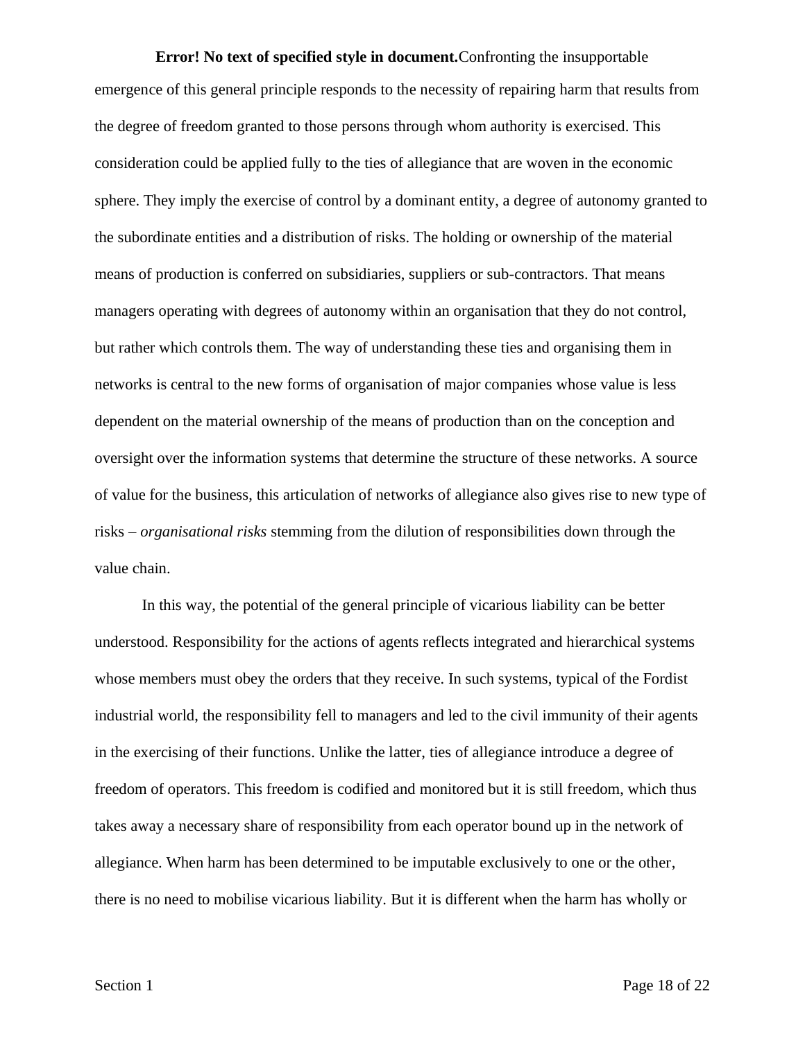**Error! No text of specified style in document.**Confronting the insupportable emergence of this general principle responds to the necessity of repairing harm that results from the degree of freedom granted to those persons through whom authority is exercised. This consideration could be applied fully to the ties of allegiance that are woven in the economic sphere. They imply the exercise of control by a dominant entity, a degree of autonomy granted to the subordinate entities and a distribution of risks. The holding or ownership of the material means of production is conferred on subsidiaries, suppliers or sub-contractors. That means managers operating with degrees of autonomy within an organisation that they do not control, but rather which controls them. The way of understanding these ties and organising them in networks is central to the new forms of organisation of major companies whose value is less dependent on the material ownership of the means of production than on the conception and oversight over the information systems that determine the structure of these networks. A source of value for the business, this articulation of networks of allegiance also gives rise to new type of risks – *organisational risks* stemming from the dilution of responsibilities down through the value chain.

In this way, the potential of the general principle of vicarious liability can be better understood. Responsibility for the actions of agents reflects integrated and hierarchical systems whose members must obey the orders that they receive. In such systems, typical of the Fordist industrial world, the responsibility fell to managers and led to the civil immunity of their agents in the exercising of their functions. Unlike the latter, ties of allegiance introduce a degree of freedom of operators. This freedom is codified and monitored but it is still freedom, which thus takes away a necessary share of responsibility from each operator bound up in the network of allegiance. When harm has been determined to be imputable exclusively to one or the other, there is no need to mobilise vicarious liability. But it is different when the harm has wholly or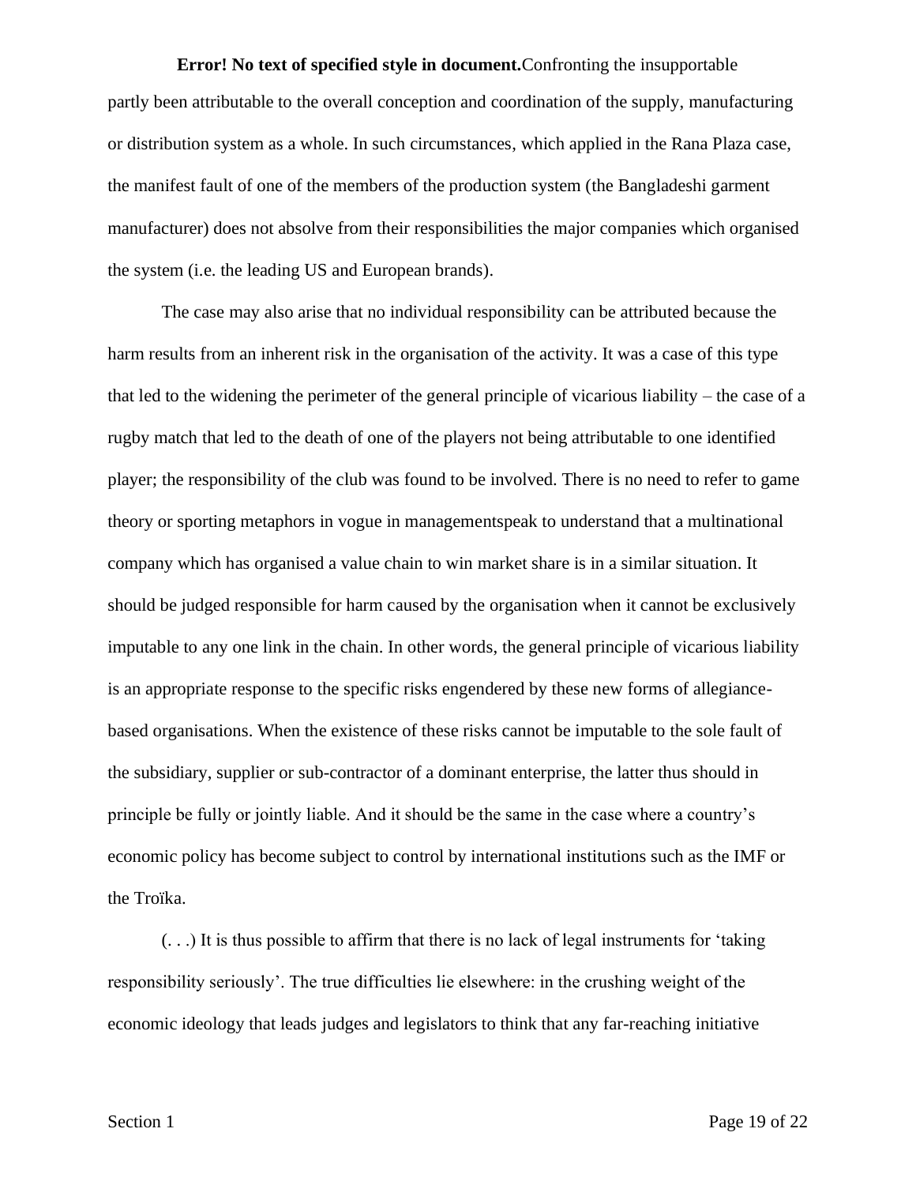partly been attributable to the overall conception and coordination of the supply, manufacturing or distribution system as a whole. In such circumstances, which applied in the Rana Plaza case, the manifest fault of one of the members of the production system (the Bangladeshi garment manufacturer) does not absolve from their responsibilities the major companies which organised the system (i.e. the leading US and European brands).

The case may also arise that no individual responsibility can be attributed because the harm results from an inherent risk in the organisation of the activity. It was a case of this type that led to the widening the perimeter of the general principle of vicarious liability – the case of a rugby match that led to the death of one of the players not being attributable to one identified player; the responsibility of the club was found to be involved. There is no need to refer to game theory or sporting metaphors in vogue in managementspeak to understand that a multinational company which has organised a value chain to win market share is in a similar situation. It should be judged responsible for harm caused by the organisation when it cannot be exclusively imputable to any one link in the chain. In other words, the general principle of vicarious liability is an appropriate response to the specific risks engendered by these new forms of allegiance-based organisations. When the existence of these risks cannot be imputable to the sole fault of the subsidiary, supplier or sub-contractor of a dominant enterprise, the latter thus should in principle be fully or jointly liable. And it should be the same in the case where a country's economic policy has become subject to control by international institutions such as the IMF or the Troïka.

(. . .) It is thus possible to affirm that there is no lack of legal instruments for 'taking responsibility seriously'. The true difficulties lie elsewhere: in the crushing weight of the economic ideology that leads judges and legislators to think that any far-reaching initiative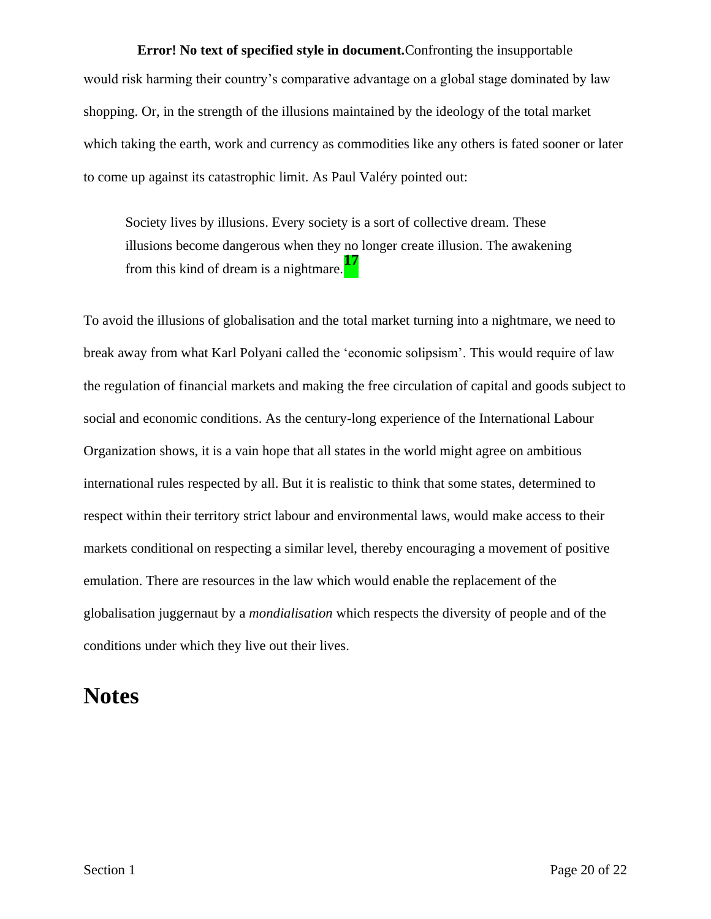would risk harming their country's comparative advantage on a global stage dominated by law shopping. Or, in the strength of the illusions maintained by the ideology of the total market which taking the earth, work and currency as commodities like any others is fated sooner or later to come up against its catastrophic limit. As Paul Valéry pointed out:

> Society lives by illusions. Every society is a sort of collective dream. These illusions become dangerous when they no longer create illusion. The awakening from this kind of dream is a nightmare.[17]

To avoid the illusions of globalisation and the total market turning into a nightmare, we need to break away from what Karl Polyani called the 'economic solipsism'. This would require of law the regulation of financial markets and making the free circulation of capital and goods subject to social and economic conditions. As the century-long experience of the International Labour Organization shows, it is a vain hope that all states in the world might agree on ambitious international rules respected by all. But it is realistic to think that some states, determined to respect within their territory strict labour and environmental laws, would make access to their markets conditional on respecting a similar level, thereby encouraging a movement of positive emulation. There are resources in the law which would enable the replacement of the globalisation juggernaut by a *mondialisation* which respects the diversity of people and of the conditions under which they live out their lives.

# Notes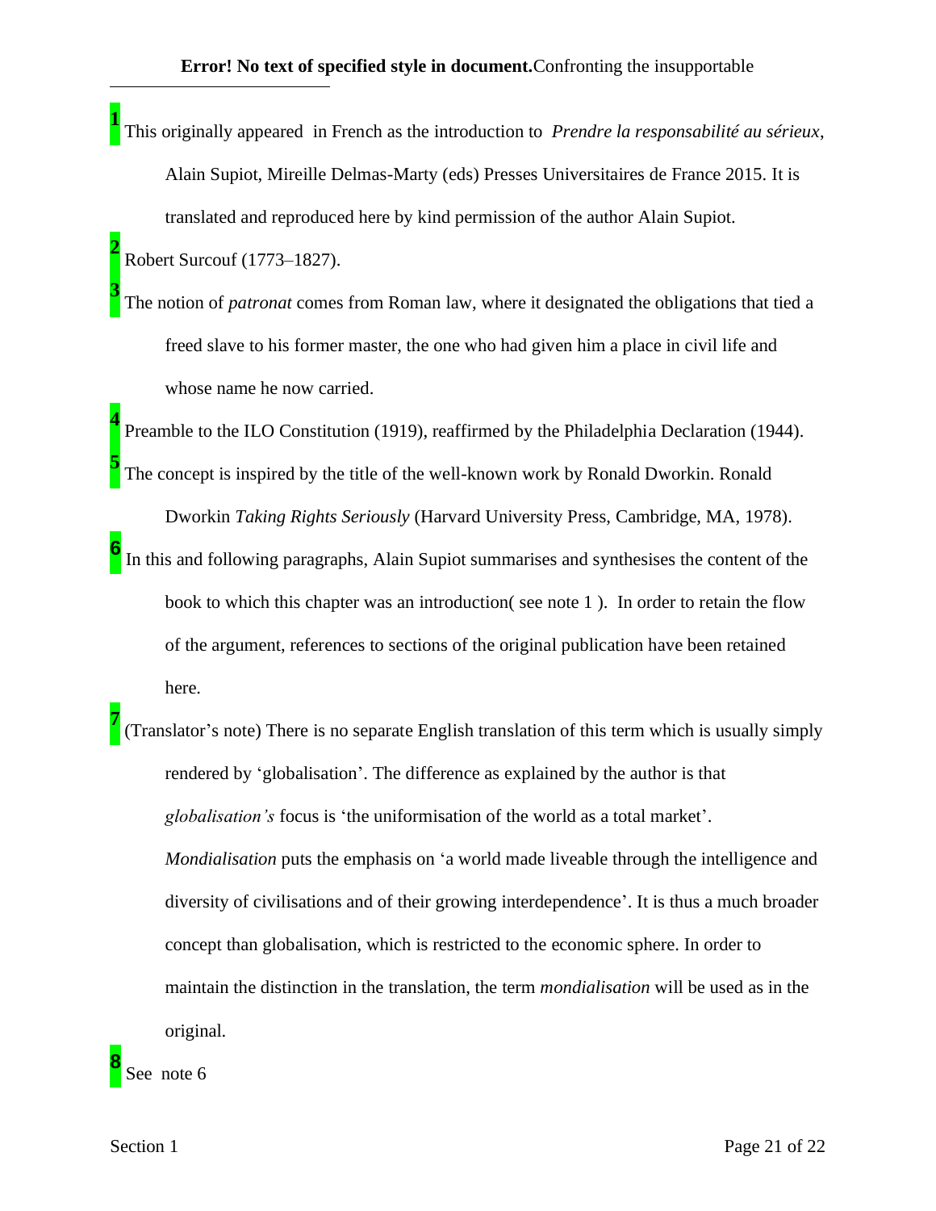[1] This originally appeared in French as the introduction to *Prendre la responsabilité au sérieux*, Alain Supiot, Mireille Delmas-Marty (eds) Presses Universitaires de France 2015. It is translated and reproduced here by kind permission of the author Alain Supiot.

[2] Robert Surcouf (1773–1827).

[3] The notion of *patronat* comes from Roman law, where it designated the obligations that tied a freed slave to his former master, the one who had given him a place in civil life and whose name he now carried.

[4] Preamble to the ILO Constitution (1919), reaffirmed by the Philadelphia Declaration (1944).

[5] The concept is inspired by the title of the well-known work by Ronald Dworkin. Ronald Dworkin *Taking Rights Seriously* (Harvard University Press, Cambridge, MA, 1978).

[6] In this and following paragraphs, Alain Supiot summarises and synthesises the content of the book to which this chapter was an introduction( see note 1 ). In order to retain the flow of the argument, references to sections of the original publication have been retained here.

[7] (Translator's note) There is no separate English translation of this term which is usually simply rendered by 'globalisation'. The difference as explained by the author is that *globalisation's* focus is 'the uniformisation of the world as a total market'. *Mondialisation* puts the emphasis on 'a world made liveable through the intelligence and diversity of civilisations and of their growing interdependence'. It is thus a much broader concept than globalisation, which is restricted to the economic sphere. In order to maintain the distinction in the translation, the term *mondialisation* will be used as in the original.

[8] See note 6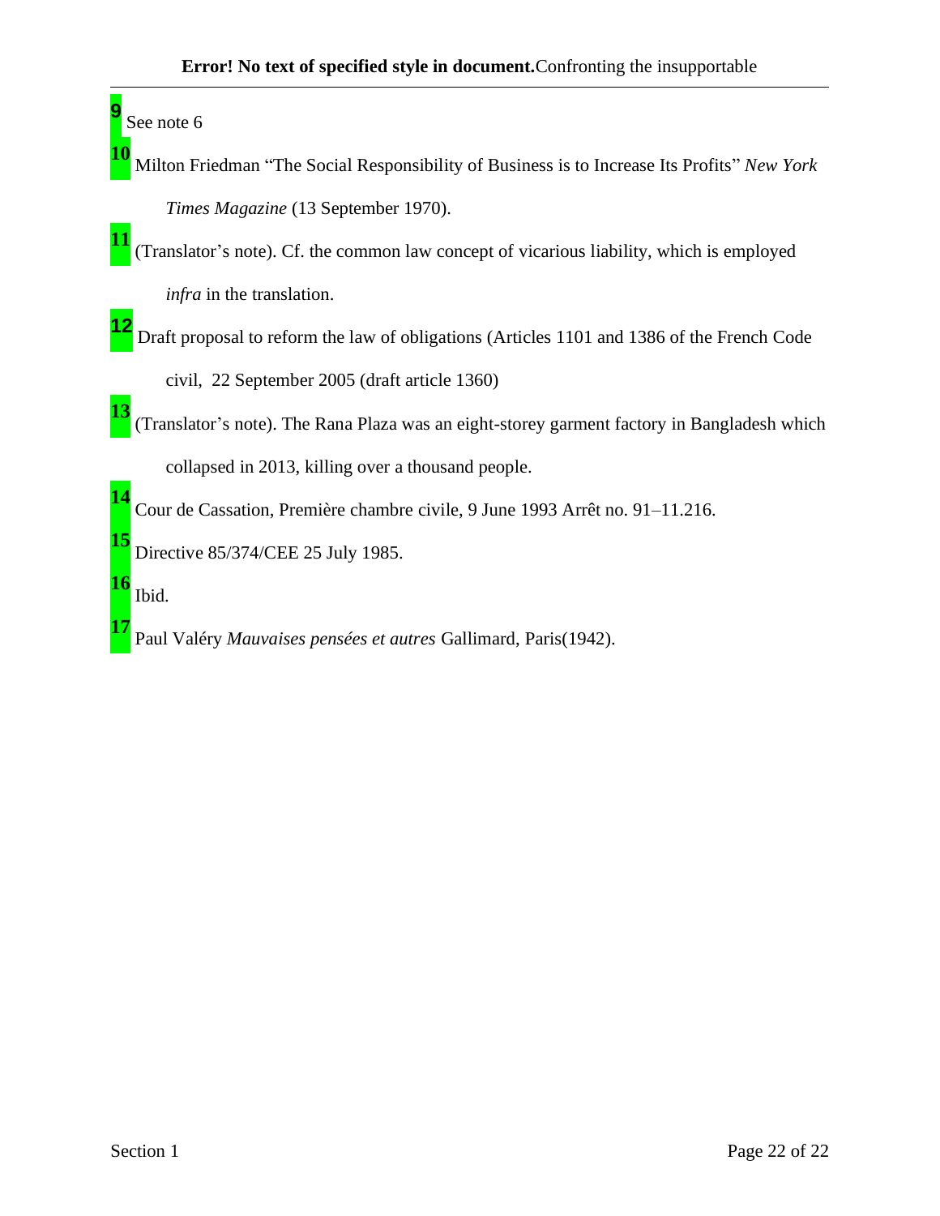[9] See note 6

[10] Milton Friedman “The Social Responsibility of Business is to Increase Its Profits” *New York Times Magazine* (13 September 1970).

[11] (Translator’s note). Cf. the common law concept of vicarious liability, which is employed *infra* in the translation.

[12] Draft proposal to reform the law of obligations (Articles 1101 and 1386 of the French Code civil, 22 September 2005 (draft article 1360)

[13] (Translator’s note). The Rana Plaza was an eight-storey garment factory in Bangladesh which collapsed in 2013, killing over a thousand people.

[14] Cour de Cassation, Première chambre civile, 9 June 1993 Arrêt no. 91–11.216.

[15] Directive 85/374/CEE 25 July 1985.

[16] Ibid.

[17] Paul Valéry *Mauvaises pensées et autres* Gallimard, Paris(1942).